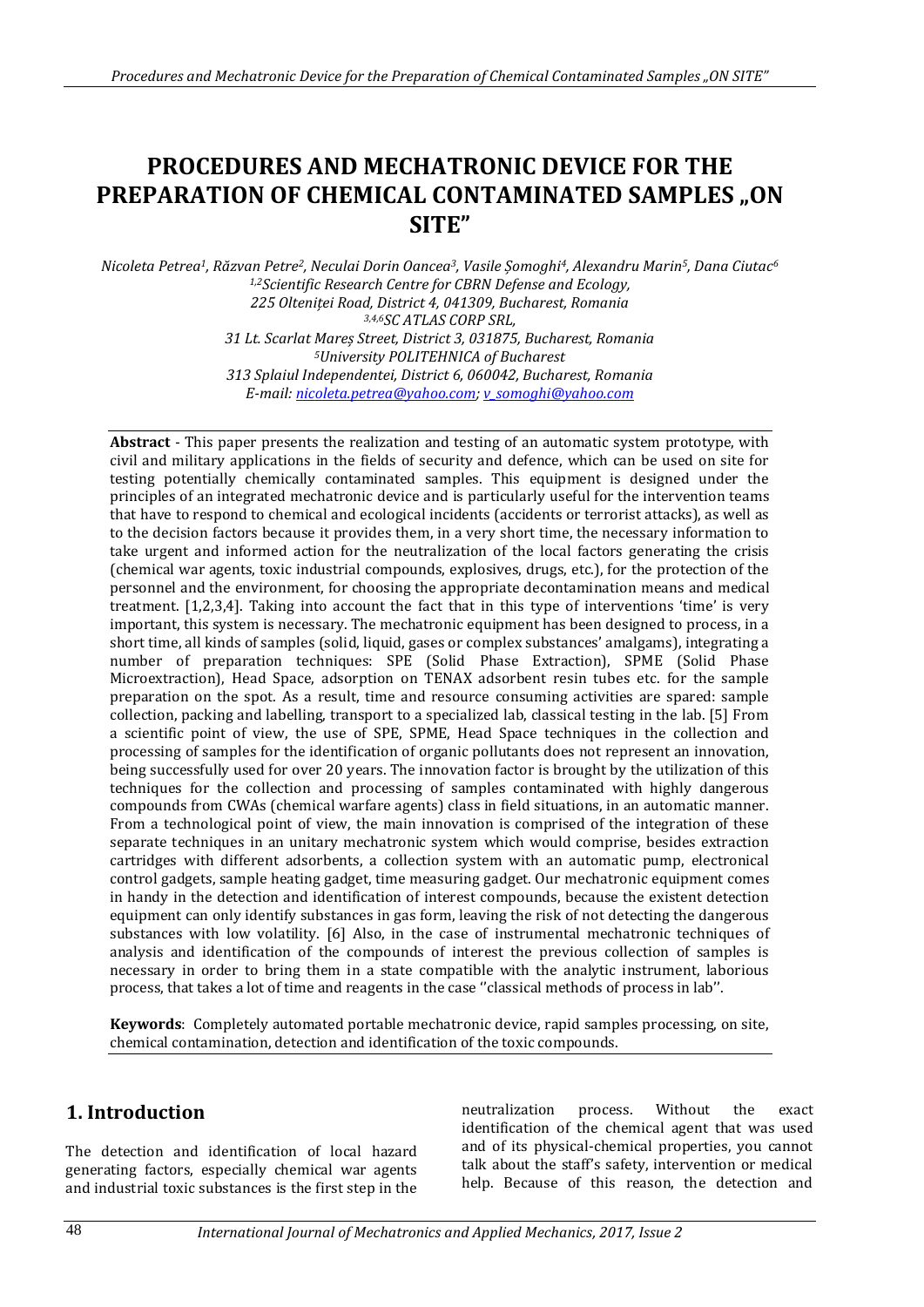# PROCEDURES AND MECHATRONIC DEVICE FOR THE PREPARATION OF CHEMICAL CONTAMINATED SAMPLES „ON SITE"

*Nicoleta Petrea[1], Răzvan Petre[2], Neculai Dorin Oancea[3], Vasile Șomoghi[4], Alexandru Marin[5], Dana Ciutac[6]*
*[1,2]Scientific Research Centre for CBRN Defense and Ecology,*
*225 Oltenitei Road, District 4, 041309, Bucharest, Romania*
*[3,4,6]SC ATLAS CORP SRL,*
*31 Lt. Scarlat Mareș Street, District 3, 031875, Bucharest, Romania*
*[5]University POLITEHNICA of Bucharest*
*313 Splaiul Independentei, District 6, 060042, Bucharest, Romania*
*E-mail: nicoleta.petrea@yahoo.com; v_somoghi@yahoo.com*

**Abstract** - This paper presents the realization and testing of an automatic system prototype, with civil and military applications in the fields of security and defence, which can be used on site for testing potentially chemically contaminated samples. This equipment is designed under the principles of an integrated mechatronic device and is particularly useful for the intervention teams that have to respond to chemical and ecological incidents (accidents or terrorist attacks), as well as to the decision factors because it provides them, in a very short time, the necessary information to take urgent and informed action for the neutralization of the local factors generating the crisis (chemical war agents, toxic industrial compounds, explosives, drugs, etc.), for the protection of the personnel and the environment, for choosing the appropriate decontamination means and medical treatment. [1,2,3,4]. Taking into account the fact that in this type of interventions 'time' is very important, this system is necessary. The mechatronic equipment has been designed to process, in a short time, all kinds of samples (solid, liquid, gases or complex substances' amalgams), integrating a number of preparation techniques: SPE (Solid Phase Extraction), SPME (Solid Phase Microextraction), Head Space, adsorption on TENAX adsorbent resin tubes etc. for the sample preparation on the spot. As a result, time and resource consuming activities are spared: sample collection, packing and labelling, transport to a specialized lab, classical testing in the lab. [5] From a scientific point of view, the use of SPE, SPME, Head Space techniques in the collection and processing of samples for the identification of organic pollutants does not represent an innovation, being successfully used for over 20 years. The innovation factor is brought by the utilization of this techniques for the collection and processing of samples contaminated with highly dangerous compounds from CWAs (chemical warfare agents) class in field situations, in an automatic manner. From a technological point of view, the main innovation is comprised of the integration of these separate techniques in an unitary mechatronic system which would comprise, besides extraction cartridges with different adsorbents, a collection system with an automatic pump, electronical control gadgets, sample heating gadget, time measuring gadget. Our mechatronic equipment comes in handy in the detection and identification of interest compounds, because the existent detection equipment can only identify substances in gas form, leaving the risk of not detecting the dangerous substances with low volatility. [6] Also, in the case of instrumental mechatronic techniques of analysis and identification of the compounds of interest the previous collection of samples is necessary in order to bring them in a state compatible with the analytic instrument, laborious process, that takes a lot of time and reagents in the case ''classical methods of process in lab''.

**Keywords**: Completely automated portable mechatronic device, rapid samples processing, on site, chemical contamination, detection and identification of the toxic compounds.

## 1. Introduction

The detection and identification of local hazard generating factors, especially chemical war agents and industrial toxic substances is the first step in the neutralization process. Without the exact identification of the chemical agent that was used and of its physical-chemical properties, you cannot talk about the staff's safety, intervention or medical help. Because of this reason, the detection and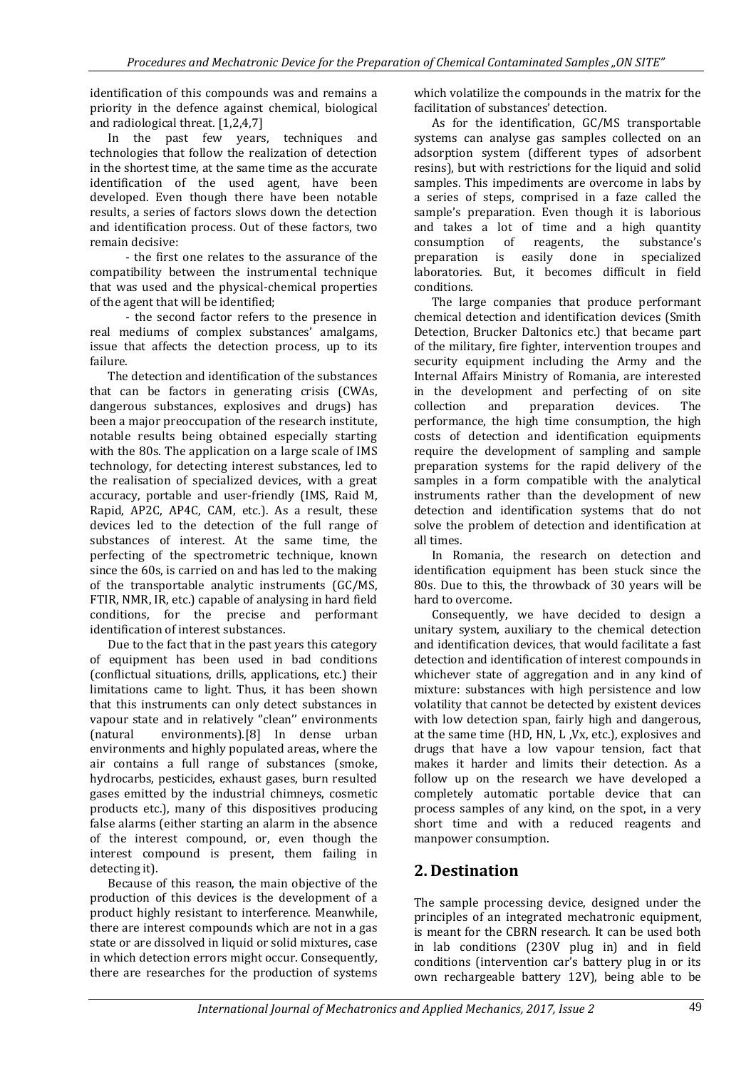identification of this compounds was and remains a priority in the defence against chemical, biological and radiological threat. [1,2,4,7]

In the past few years, techniques and technologies that follow the realization of detection in the shortest time, at the same time as the accurate identification of the used agent, have been developed. Even though there have been notable results, a series of factors slows down the detection and identification process. Out of these factors, two remain decisive:

- the first one relates to the assurance of the compatibility between the instrumental technique that was used and the physical-chemical properties of the agent that will be identified;
- the second factor refers to the presence in real mediums of complex substances' amalgams, issue that affects the detection process, up to its failure.

The detection and identification of the substances that can be factors in generating crisis (CWAs, dangerous substances, explosives and drugs) has been a major preoccupation of the research institute, notable results being obtained especially starting with the 80s. The application on a large scale of IMS technology, for detecting interest substances, led to the realisation of specialized devices, with a great accuracy, portable and user-friendly (IMS, Raid M, Rapid, AP2C, AP4C, CAM, etc.). As a result, these devices led to the detection of the full range of substances of interest. At the same time, the perfecting of the spectrometric technique, known since the 60s, is carried on and has led to the making of the transportable analytic instruments (GC/MS, FTIR, NMR, IR, etc.) capable of analysing in hard field conditions, for the precise and performant identification of interest substances.

Due to the fact that in the past years this category of equipment has been used in bad conditions (conflictual situations, drills, applications, etc.) their limitations came to light. Thus, it has been shown that this instruments can only detect substances in vapour state and in relatively "clean'' environments (natural environments).[8] In dense urban environments and highly populated areas, where the air contains a full range of substances (smoke, hydrocarbs, pesticides, exhaust gases, burn resulted gases emitted by the industrial chimneys, cosmetic products etc.), many of this dispositives producing false alarms (either starting an alarm in the absence of the interest compound, or, even though the interest compound is present, them failing in detecting it).

Because of this reason, the main objective of the production of this devices is the development of a product highly resistant to interference. Meanwhile, there are interest compounds which are not in a gas state or are dissolved in liquid or solid mixtures, case in which detection errors might occur. Consequently, there are researches for the production of systems which volatilize the compounds in the matrix for the facilitation of substances' detection.

As for the identification, GC/MS transportable systems can analyse gas samples collected on an adsorption system (different types of adsorbent resins), but with restrictions for the liquid and solid samples. This impediments are overcome in labs by a series of steps, comprised in a faze called the sample's preparation. Even though it is laborious and takes a lot of time and a high quantity consumption of reagents, the substance's preparation is easily done in specialized laboratories. But, it becomes difficult in field conditions.

The large companies that produce performant chemical detection and identification devices (Smith Detection, Brucker Daltonics etc.) that became part of the military, fire fighter, intervention troupes and security equipment including the Army and the Internal Affairs Ministry of Romania, are interested in the development and perfecting of on site collection and preparation devices. The performance, the high time consumption, the high costs of detection and identification equipments require the development of sampling and sample preparation systems for the rapid delivery of the samples in a form compatible with the analytical instruments rather than the development of new detection and identification systems that do not solve the problem of detection and identification at all times.

In Romania, the research on detection and identification equipment has been stuck since the 80s. Due to this, the throwback of 30 years will be hard to overcome.

Consequently, we have decided to design a unitary system, auxiliary to the chemical detection and identification devices, that would facilitate a fast detection and identification of interest compounds in whichever state of aggregation and in any kind of mixture: substances with high persistence and low volatility that cannot be detected by existent devices with low detection span, fairly high and dangerous, at the same time (HD, HN, L ,Vx, etc.), explosives and drugs that have a low vapour tension, fact that makes it harder and limits their detection. As a follow up on the research we have developed a completely automatic portable device that can process samples of any kind, on the spot, in a very short time and with a reduced reagents and manpower consumption.

## 2. Destination

The sample processing device, designed under the principles of an integrated mechatronic equipment, is meant for the CBRN research. It can be used both in lab conditions (230V plug in) and in field conditions (intervention car's battery plug in or its own rechargeable battery 12V), being able to be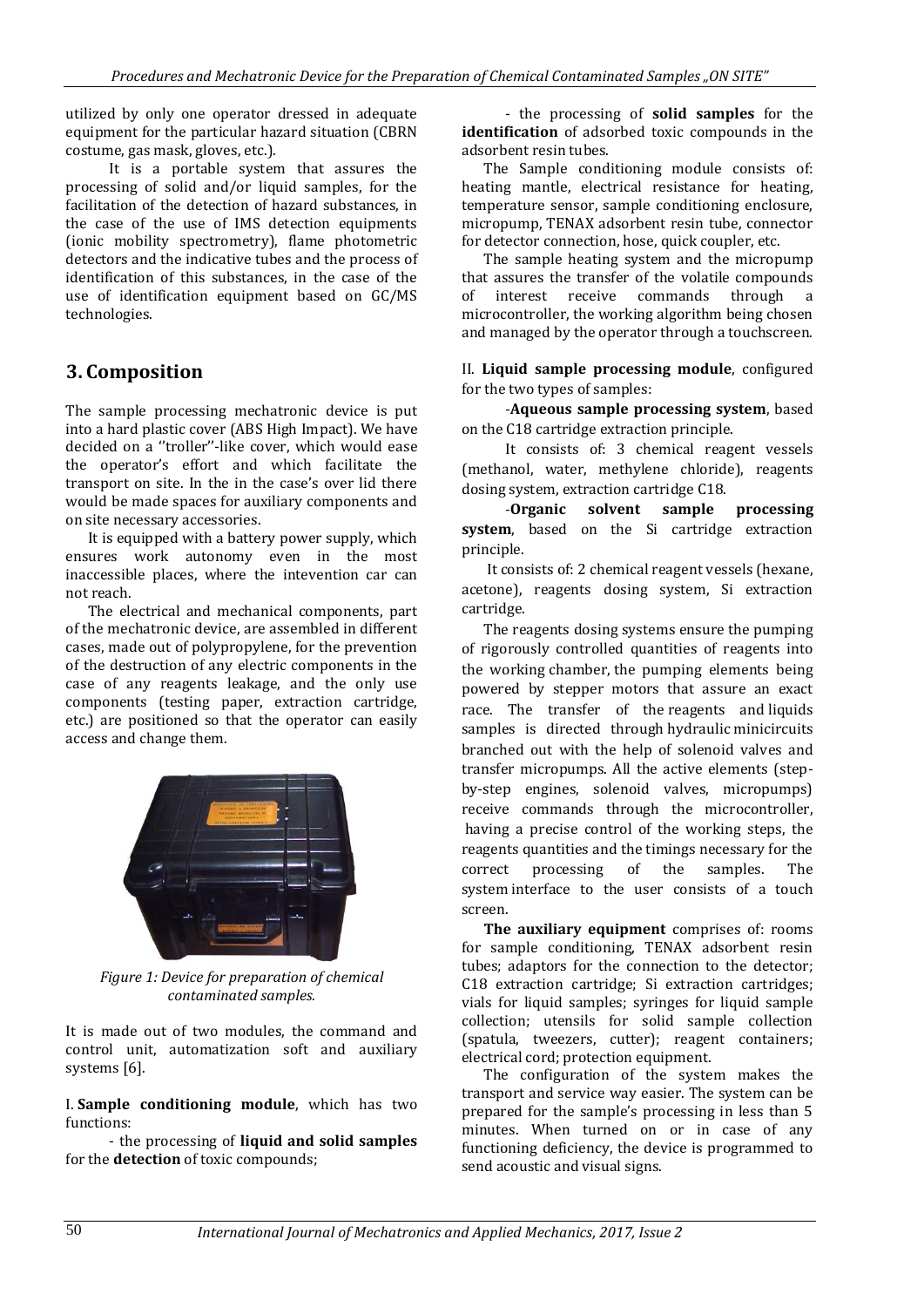utilized by only one operator dressed in adequate equipment for the particular hazard situation (CBRN costume, gas mask, gloves, etc.).

It is a portable system that assures the processing of solid and/or liquid samples, for the facilitation of the detection of hazard substances, in the case of the use of IMS detection equipments (ionic mobility spectrometry), flame photometric detectors and the indicative tubes and the process of identification of this substances, in the case of the use of identification equipment based on GC/MS technologies.

## 3. Composition

The sample processing mechatronic device is put into a hard plastic cover (ABS High Impact). We have decided on a ''troller''-like cover, which would ease the operator's effort and which facilitate the transport on site. In the in the case's over lid there would be made spaces for auxiliary components and on site necessary accessories.

It is equipped with a battery power supply, which ensures work autonomy even in the most inaccessible places, where the intevention car can not reach.

The electrical and mechanical components, part of the mechatronic device, are assembled in different cases, made out of polypropylene, for the prevention of the destruction of any electric components in the case of any reagents leakage, and the only use components (testing paper, extraction cartridge, etc.) are positioned so that the operator can easily access and change them.

*Figure 1: Device for preparation of chemical contaminated samples.*

It is made out of two modules, the command and control unit, automatization soft and auxiliary systems [6].

I. **Sample conditioning module**, which has two functions:

- the processing of **liquid and solid samples** for the **detection** of toxic compounds;
- the processing of **solid samples** for the **identification** of adsorbed toxic compounds in the adsorbent resin tubes.

The Sample conditioning module consists of: heating mantle, electrical resistance for heating, temperature sensor, sample conditioning enclosure, micropump, TENAX adsorbent resin tube, connector for detector connection, hose, quick coupler, etc.

The sample heating system and the micropump that assures the transfer of the volatile compounds of interest receive commands through a microcontroller, the working algorithm being chosen and managed by the operator through a touchscreen.

II. **Liquid sample processing module**, configured for the two types of samples:

-**Aqueous sample processing system**, based on the C18 cartridge extraction principle.

It consists of: 3 chemical reagent vessels (methanol, water, methylene chloride), reagents dosing system, extraction cartridge C18.

-**Organic solvent sample processing system**, based on the Si cartridge extraction principle.

It consists of: 2 chemical reagent vessels (hexane, acetone), reagents dosing system, Si extraction cartridge.

The reagents dosing systems ensure the pumping of rigorously controlled quantities of reagents into the working chamber, the pumping elements being powered by stepper motors that assure an exact race. The transfer of the reagents and liquids samples is directed through hydraulic minicircuits branched out with the help of solenoid valves and transfer micropumps. All the active elements (step-by-step engines, solenoid valves, micropumps) receive commands through the microcontroller, having a precise control of the working steps, the reagents quantities and the timings necessary for the correct processing of the samples. The system interface to the user consists of a touch screen.

**The auxiliary equipment** comprises of: rooms for sample conditioning, TENAX adsorbent resin tubes; adaptors for the connection to the detector; C18 extraction cartridge; Si extraction cartridges; vials for liquid samples; syringes for liquid sample collection; utensils for solid sample collection (spatula, tweezers, cutter); reagent containers; electrical cord; protection equipment.

The configuration of the system makes the transport and service way easier. The system can be prepared for the sample's processing in less than 5 minutes. When turned on or in case of any functioning deficiency, the device is programmed to send acoustic and visual signs.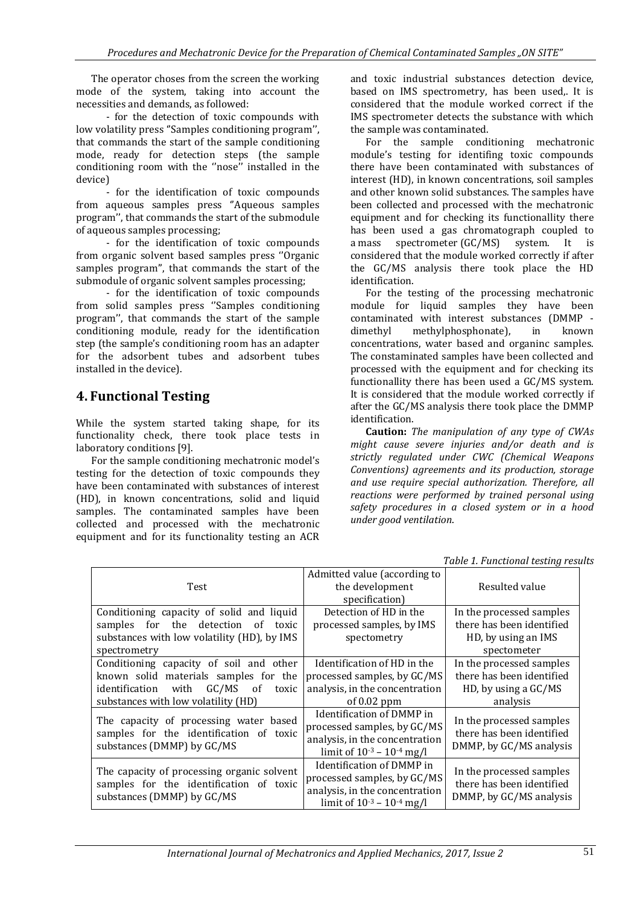The operator choses from the screen the working mode of the system, taking into account the necessities and demands, as followed:

- for the detection of toxic compounds with low volatility press "Samples conditioning program'', that commands the start of the sample conditioning mode, ready for detection steps (the sample conditioning room with the ''nose'' installed in the device)
- for the identification of toxic compounds from aqueous samples press "Aqueous samples program'', that commands the start of the submodule of aqueous samples processing;
- for the identification of toxic compounds from organic solvent based samples press ''Organic samples program", that commands the start of the submodule of organic solvent samples processing;
- for the identification of toxic compounds from solid samples press ''Samples conditioning program'', that commands the start of the sample conditioning module, ready for the identification step (the sample's conditioning room has an adapter for the adsorbent tubes and adsorbent tubes installed in the device).

## 4. Functional Testing

While the system started taking shape, for its functionality check, there took place tests in laboratory conditions [9].

For the sample conditioning mechatronic model's testing for the detection of toxic compounds they have been contaminated with substances of interest (HD), in known concentrations, solid and liquid samples. The contaminated samples have been collected and processed with the mechatronic equipment and for its functionality testing an ACR and toxic industrial substances detection device, based on IMS spectrometry, has been used,. It is considered that the module worked correct if the IMS spectrometer detects the substance with which the sample was contaminated.

For the sample conditioning mechatronic module's testing for identifing toxic compounds there have been contaminated with substances of interest (HD), in known concentrations, soil samples and other known solid substances. The samples have been collected and processed with the mechatronic equipment and for checking its functionallity there has been used a gas chromatograph coupled to a mass spectrometer (GC/MS) system. It is considered that the module worked correctly if after the GC/MS analysis there took place the HD identification.

For the testing of the processing mechatronic module for liquid samples they have been contaminated with interest substances (DMMP - dimethyl methylphosphonate), in known concentrations, water based and organinc samples. The constaminated samples have been collected and processed with the equipment and for checking its functionallity there has been used a GC/MS system. It is considered that the module worked correctly if after the GC/MS analysis there took place the DMMP identification.

**Caution:** *The manipulation of any type of CWAs might cause severe injuries and/or death and is strictly regulated under CWC (Chemical Weapons Conventions) agreements and its production, storage and use require special authorization. Therefore, all reactions were performed by trained personal using safety procedures in a closed system or in a hood under good ventilation*.

*Table 1. Functional testing results*

| Test | Admitted value (according to the development specification) | Resulted value |
|---|---|---|
| Conditioning capacity of solid and liquid samples for the detection of toxic substances with low volatility (HD), by IMS spectometry | Detection of HD in the processed samples, by IMS spectometry | In the processed samples there has been identified HD, by using an IMS spectometer |
| Conditioning capacity of soil and other known solid materials samples for the identification with GC/MS of toxic substances with low volatility (HD) | Identification of HD in the processed samples, by GC/MS analysis, in the concentration of 0.02 ppm | In the processed samples there has been identified HD, by using a GC/MS analysis |
| The capacity of processing water based samples for the identification of toxic substances (DMMP) by GC/MS | Identification of DMMP in processed samples, by GC/MS analysis, in the concentration limit of $10^{-3}$ – $10^{-4}$ mg/l | In the processed samples there has been identified DMMP, by GC/MS analysis |
| The capacity of processing organic solvent samples for the identification of toxic substances (DMMP) by GC/MS | Identification of DMMP in processed samples, by GC/MS analysis, in the concentration limit of $10^{-3}$ – $10^{-4}$ mg/l | In the processed samples there has been identified DMMP, by GC/MS analysis |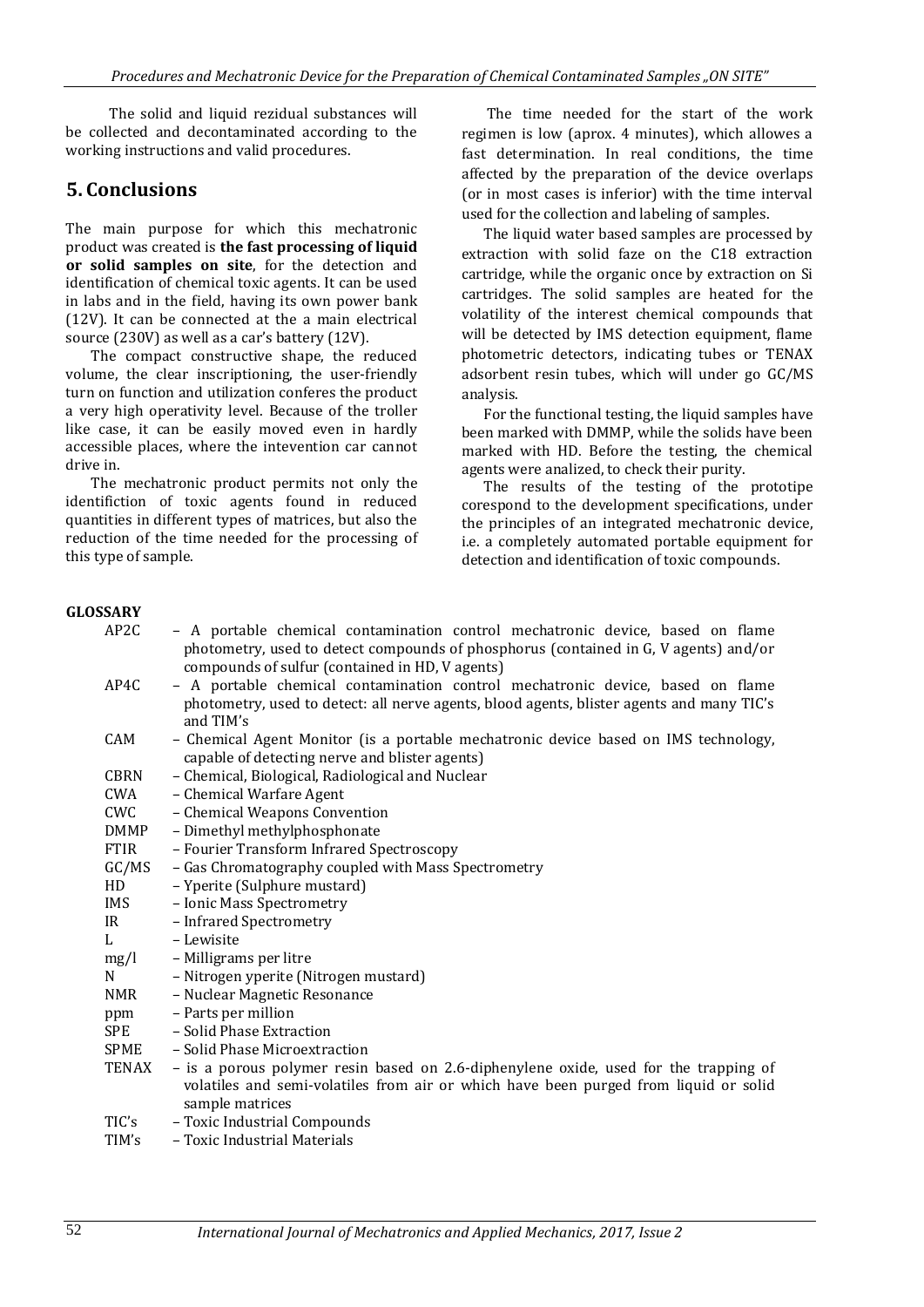The solid and liquid rezidual substances will be collected and decontaminated according to the working instructions and valid procedures.

## 5. Conclusions

The main purpose for which this mechatronic product was created is **the fast processing of liquid or solid samples on site**, for the detection and identification of chemical toxic agents. It can be used in labs and in the field, having its own power bank (12V). It can be connected at the a main electrical source (230V) as well as a car's battery (12V).

The compact constructive shape, the reduced volume, the clear inscriptioning, the user-friendly turn on function and utilization conferes the product a very high operativity level. Because of the troller like case, it can be easily moved even in hardly accessible places, where the intevention car cannot drive in.

The mechatronic product permits not only the identifiction of toxic agents found in reduced quantities in different types of matrices, but also the reduction of the time needed for the processing of this type of sample.

The time needed for the start of the work regimen is low (aprox. 4 minutes), which allowes a fast determination. In real conditions, the time affected by the preparation of the device overlaps (or in most cases is inferior) with the time interval used for the collection and labeling of samples.

The liquid water based samples are processed by extraction with solid faze on the C18 extraction cartridge, while the organic once by extraction on Si cartridges. The solid samples are heated for the volatility of the interest chemical compounds that will be detected by IMS detection equipment, flame photometric detectors, indicating tubes or TENAX adsorbent resin tubes, which will under go GC/MS analysis.

For the functional testing, the liquid samples have been marked with DMMP, while the solids have been marked with HD. Before the testing, the chemical agents were analized, to check their purity.

The results of the testing of the prototipe corespond to the development specifications, under the principles of an integrated mechatronic device, i.e. a completely automated portable equipment for detection and identification of toxic compounds.

**GLOSSARY**

- AP2C – A portable chemical contamination control mechatronic device, based on flame photometry, used to detect compounds of phosphorus (contained in G, V agents) and/or compounds of sulfur (contained in HD, V agents)
- AP4C – A portable chemical contamination control mechatronic device, based on flame photometry, used to detect: all nerve agents, blood agents, blister agents and many TIC's and TIM's
- CAM – Chemical Agent Monitor (is a portable mechatronic device based on IMS technology, capable of detecting nerve and blister agents)
- CBRN – Chemical, Biological, Radiological and Nuclear
- CWA – Chemical Warfare Agent
- CWC – Chemical Weapons Convention
- DMMP – Dimethyl methylphosphonate
- FTIR – Fourier Transform Infrared Spectroscopy
- GC/MS – Gas Chromatography coupled with Mass Spectrometry
- HD – Yperite (Sulphure mustard)
- IMS – Ionic Mass Spectrometry
- IR – Infrared Spectrometry
- L – Lewisite
- mg/l – Milligrams per litre
- N – Nitrogen yperite (Nitrogen mustard)
- NMR – Nuclear Magnetic Resonance
- ppm – Parts per million
- SPE – Solid Phase Extraction
- SPME – Solid Phase Microextraction
- TENAX – is a porous polymer resin based on 2.6-diphenylene oxide, used for the trapping of volatiles and semi-volatiles from air or which have been purged from liquid or solid sample matrices
- TIC's – Toxic Industrial Compounds
- TIM's – Toxic Industrial Materials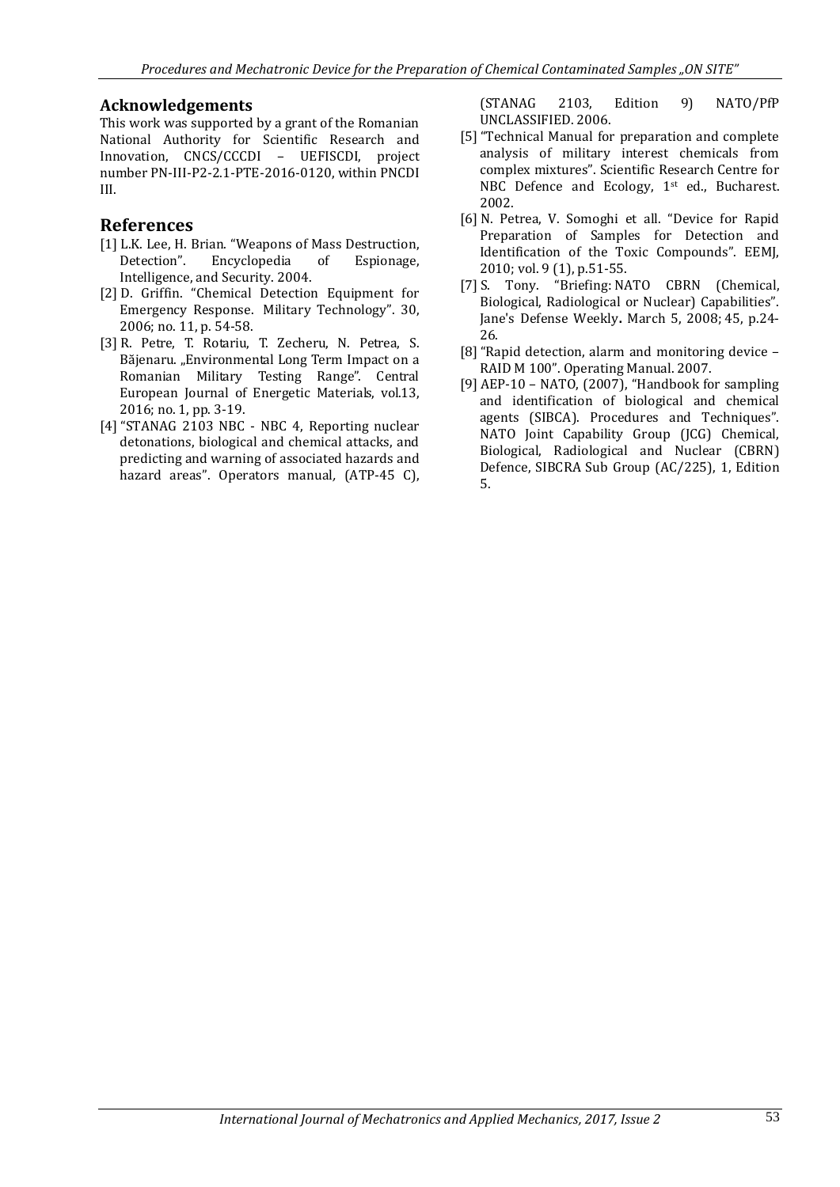## Acknowledgements

This work was supported by a grant of the Romanian National Authority for Scientific Research and Innovation, CNCS/CCCDI – UEFISCDI, project number PN-III-P2-2.1-PTE-2016-0120, within PNCDI III.

## References

[1] L.K. Lee, H. Brian. "Weapons of Mass Destruction, Detection". Encyclopedia of Espionage, Intelligence, and Security. 2004.

[2] D. Griffin. "Chemical Detection Equipment for Emergency Response. Military Technology". 30, 2006; no. 11, p. 54-58.

[3] R. Petre, T. Rotariu, T. Zecheru, N. Petrea, S. Băjenaru. „Environmental Long Term Impact on a Romanian Military Testing Range". Central European Journal of Energetic Materials, vol.13, 2016; no. 1, pp. 3-19.

[4] "STANAG 2103 NBC - NBC 4, Reporting nuclear detonations, biological and chemical attacks, and predicting and warning of associated hazards and hazard areas". Operators manual, (ATP-45 C), (STANAG 2103, Edition 9) NATO/PfP UNCLASSIFIED. 2006.

[5] "Technical Manual for preparation and complete analysis of military interest chemicals from complex mixtures". Scientific Research Centre for NBC Defence and Ecology, 1st ed., Bucharest. 2002.

[6] N. Petrea, V. Somoghi et all. "Device for Rapid Preparation of Samples for Detection and Identification of the Toxic Compounds". EEMJ, 2010; vol. 9 (1), p.51-55.

[7] S. Tony. "Briefing: NATO CBRN (Chemical, Biological, Radiological or Nuclear) Capabilities". Jane's Defense Weekly**.** March 5, 2008; 45, p.24-26.

[8] "Rapid detection, alarm and monitoring device – RAID M 100". Operating Manual. 2007.

[9] AEP-10 – NATO, (2007), "Handbook for sampling and identification of biological and chemical agents (SIBCA). Procedures and Techniques". NATO Joint Capability Group (JCG) Chemical, Biological, Radiological and Nuclear (CBRN) Defence, SIBCRA Sub Group (AC/225), 1, Edition 5.